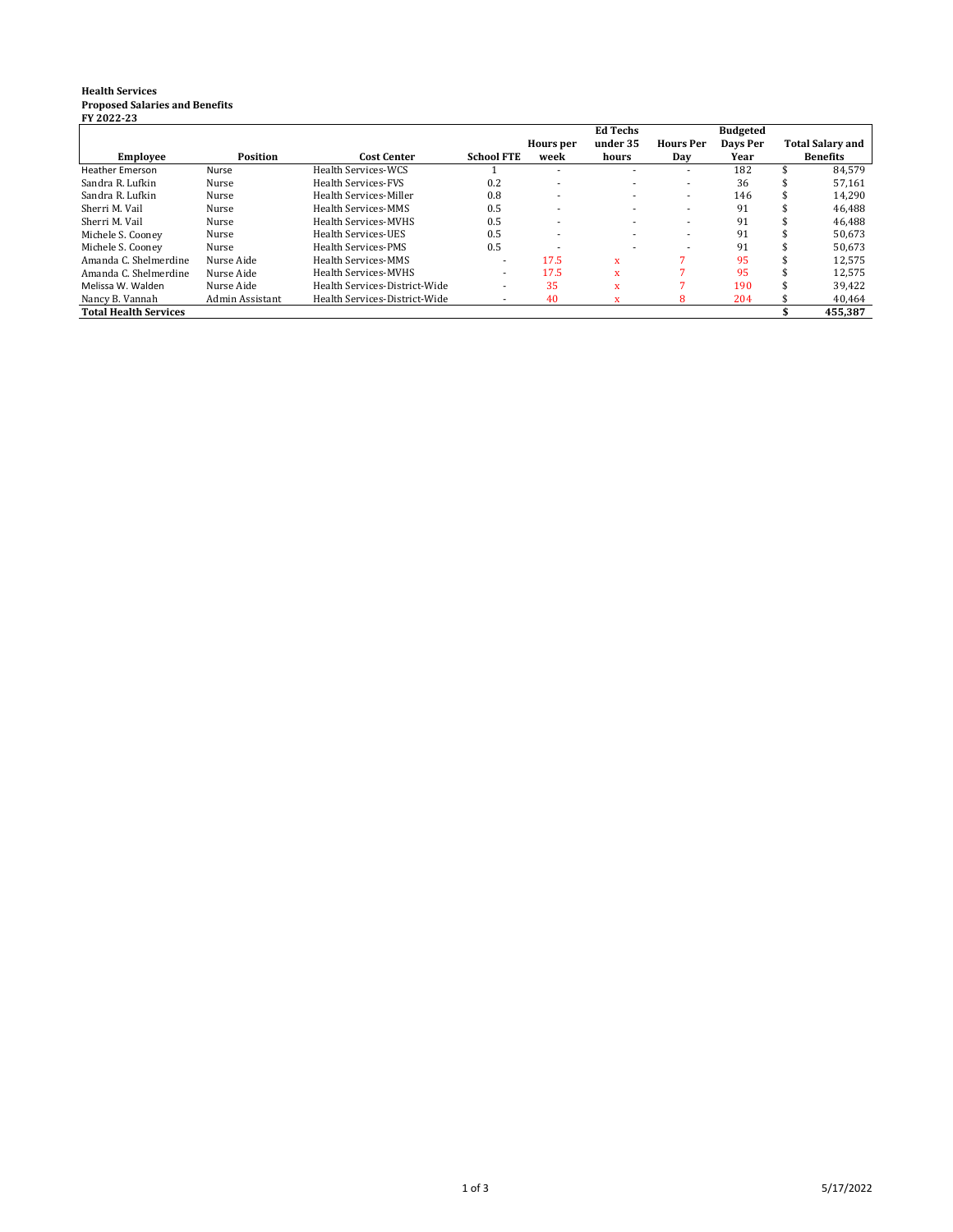**Health Services**
**Proposed Salaries and Benefits**
**FY 2022-23**

| Employee | Position | Cost Center | School FTE | Hours per week | Ed Techs under 35 hours | Hours Per Day | Budgeted Days Per Year | Total Salary and Benefits |
|---|---|---|---|---|---|---|---|---|
| Heather Emerson | Nurse | Health Services-WCS | 1 | - | - | - | 182 | $ 84,579 |
| Sandra R. Lufkin | Nurse | Health Services-FVS | 0.2 | - | - | - | 36 | $ 57,161 |
| Sandra R. Lufkin | Nurse | Health Services-Miller | 0.8 | - | - | - | 146 | $ 14,290 |
| Sherri M. Vail | Nurse | Health Services-MMS | 0.5 | - | - | - | 91 | $ 46,488 |
| Sherri M. Vail | Nurse | Health Services-MVHS | 0.5 | - | - | - | 91 | $ 46,488 |
| Michele S. Cooney | Nurse | Health Services-UES | 0.5 | - | - | - | 91 | $ 50,673 |
| Michele S. Cooney | Nurse | Health Services-PMS | 0.5 | - | - | - | 91 | $ 50,673 |
| Amanda C. Shelmerdine | Nurse Aide | Health Services-MMS | - | 17.5 | x | 7 | 95 | $ 12,575 |
| Amanda C. Shelmerdine | Nurse Aide | Health Services-MVHS | - | 17.5 | x | 7 | 95 | $ 12,575 |
| Melissa W. Walden | Nurse Aide | Health Services-District-Wide | - | 35 | x | 7 | 190 | $ 39,422 |
| Nancy B. Vannah | Admin Assistant | Health Services-District-Wide | - | 40 | x | 8 | 204 | $ 40,464 |
| **Total Health Services** | | | | | | | | **$ 455,387** |

5/17/2022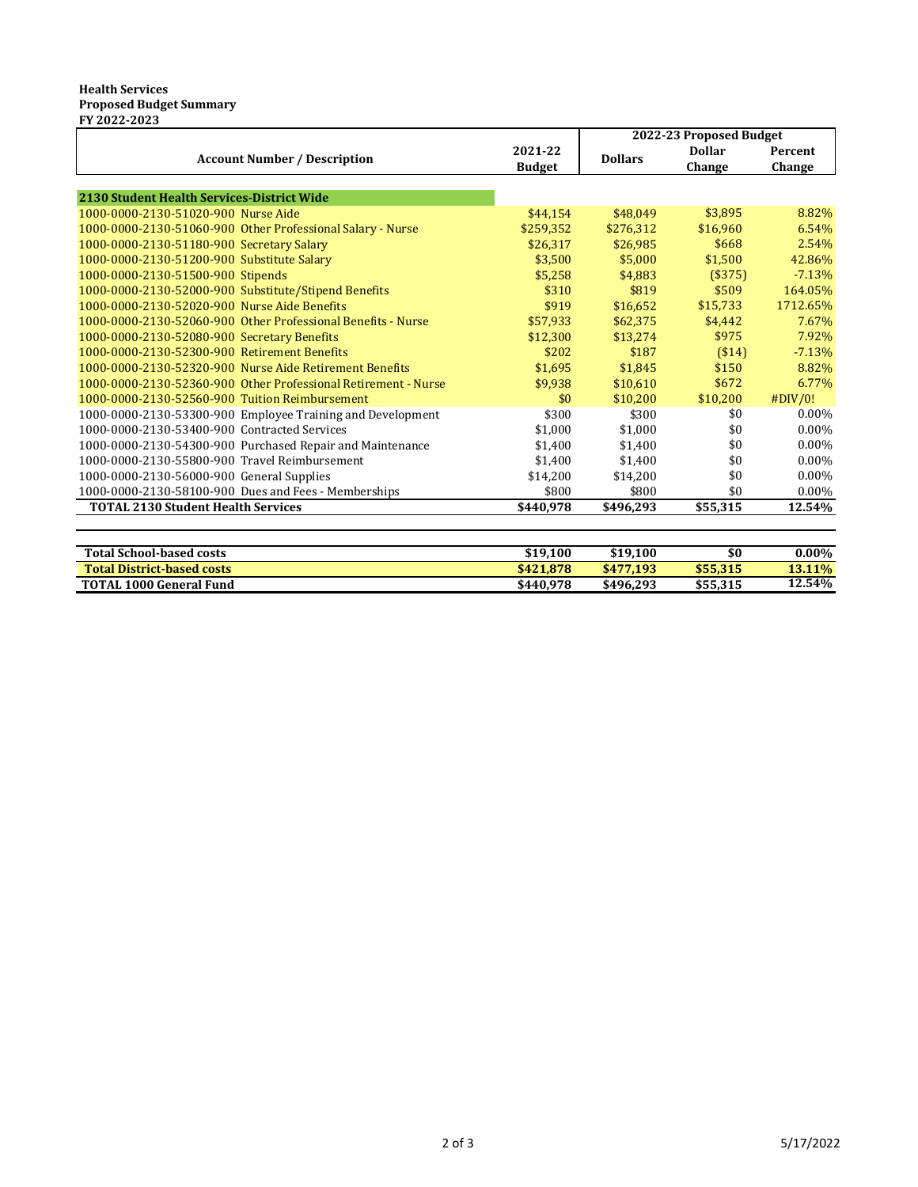**Health Services**
**Proposed Budget Summary**
**FY 2022-2023**

| Account Number / Description | 2021-22 Budget | 2022-23 Proposed Budget | | |
|---|---|---|---|---|
| | | Dollars | Dollar Change | Percent Change |
| **2130 Student Health Services-District Wide** | | | | |
| 1000-0000-2130-51020-900 Nurse Aide | $44,154 | $48,049 | $3,895 | 8.82% |
| 1000-0000-2130-51060-900 Other Professional Salary - Nurse | $259,352 | $276,312 | $16,960 | 6.54% |
| 1000-0000-2130-51180-900 Secretary Salary | $26,317 | $26,985 | $668 | 2.54% |
| 1000-0000-2130-51200-900 Substitute Salary | $3,500 | $5,000 | $1,500 | 42.86% |
| 1000-0000-2130-51500-900 Stipends | $5,258 | $4,883 | ($375) | -7.13% |
| 1000-0000-2130-52000-900 Substitute/Stipend Benefits | $310 | $819 | $509 | 164.05% |
| 1000-0000-2130-52020-900 Nurse Aide Benefits | $919 | $16,652 | $15,733 | 1712.65% |
| 1000-0000-2130-52060-900 Other Professional Benefits - Nurse | $57,933 | $62,375 | $4,442 | 7.67% |
| 1000-0000-2130-52080-900 Secretary Benefits | $12,300 | $13,274 | $975 | 7.92% |
| 1000-0000-2130-52300-900 Retirement Benefits | $202 | $187 | ($14) | -7.13% |
| 1000-0000-2130-52320-900 Nurse Aide Retirement Benefits | $1,695 | $1,845 | $150 | 8.82% |
| 1000-0000-2130-52360-900 Other Professional Retirement - Nurse | $9,938 | $10,610 | $672 | 6.77% |
| 1000-0000-2130-52560-900 Tuition Reimbursement | $0 | $10,200 | $10,200 | #DIV/0! |
| 1000-0000-2130-53300-900 Employee Training and Development | $300 | $300 | $0 | 0.00% |
| 1000-0000-2130-53400-900 Contracted Services | $1,000 | $1,000 | $0 | 0.00% |
| 1000-0000-2130-54300-900 Purchased Repair and Maintenance | $1,400 | $1,400 | $0 | 0.00% |
| 1000-0000-2130-55800-900 Travel Reimbursement | $1,400 | $1,400 | $0 | 0.00% |
| 1000-0000-2130-56000-900 General Supplies | $14,200 | $14,200 | $0 | 0.00% |
| 1000-0000-2130-58100-900 Dues and Fees - Memberships | $800 | $800 | $0 | 0.00% |
| **TOTAL 2130 Student Health Services** | **$440,978** | **$496,293** | **$55,315** | **12.54%** |

| | | | | |
|---|---|---|---|---|
| **Total School-based costs** | **$19,100** | **$19,100** | **$0** | **0.00%** |
| **Total District-based costs** | **$421,878** | **$477,193** | **$55,315** | **13.11%** |
| **TOTAL 1000 General Fund** | **$440,978** | **$496,293** | **$55,315** | **12.54%** |

5/17/2022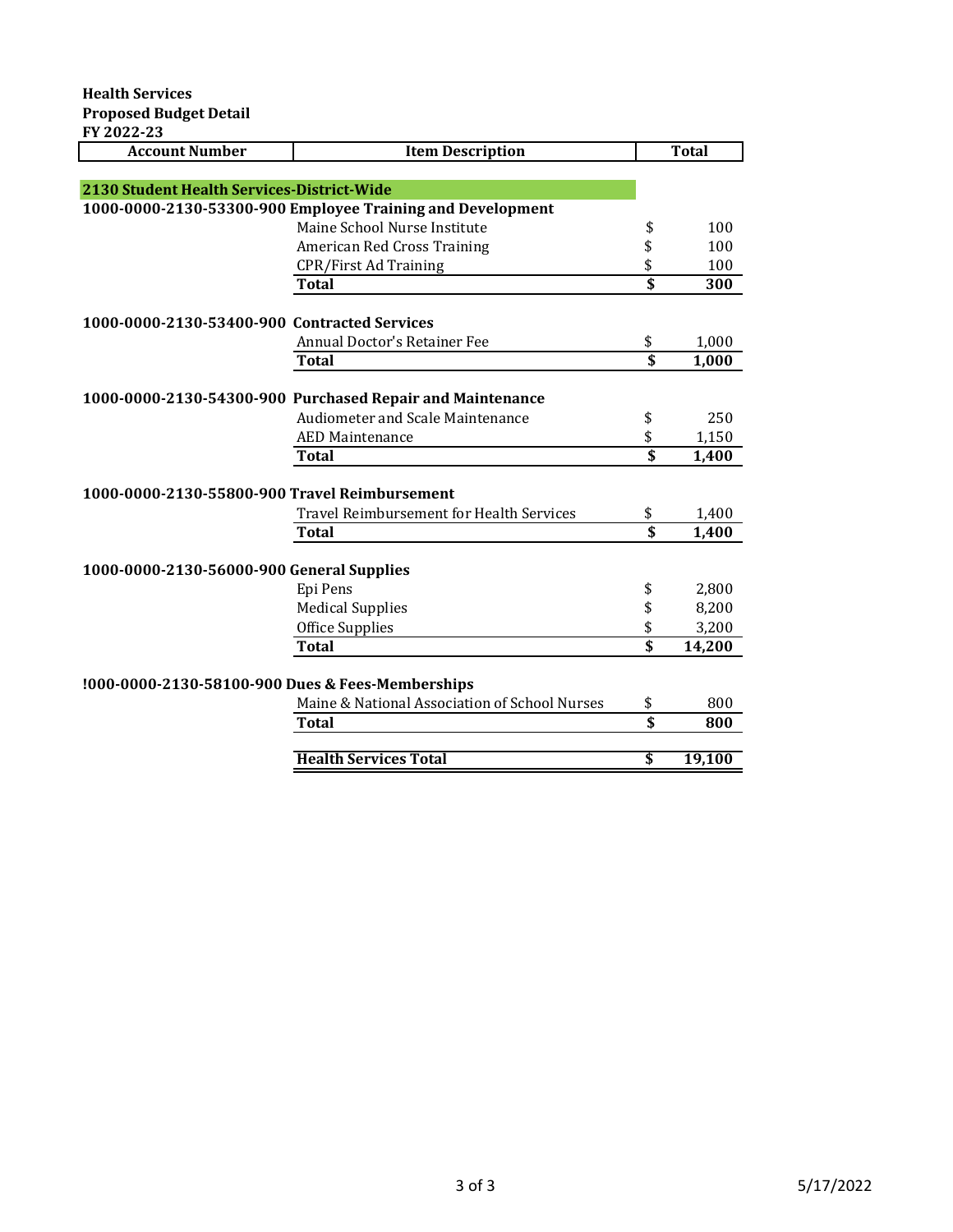**Health Services**
**Proposed Budget Detail**
**FY 2022-23**

| Account Number | Item Description | Total |
|---|---|---|
| **2130 Student Health Services-District-Wide** | | |
| **1000-0000-2130-53300-900 Employee Training and Development** | | |
| | Maine School Nurse Institute | $ 100 |
| | American Red Cross Training | $ 100 |
| | CPR/First Ad Training | $ 100 |
| | **Total** | **$ 300** |
| **1000-0000-2130-53400-900** | **Contracted Services** | |
| | Annual Doctor's Retainer Fee | $ 1,000 |
| | **Total** | **$ 1,000** |
| **1000-0000-2130-54300-900** | **Purchased Repair and Maintenance** | |
| | Audiometer and Scale Maintenance | $ 250 |
| | AED Maintenance | $ 1,150 |
| | **Total** | **$ 1,400** |
| **1000-0000-2130-55800-900 Travel Reimbursement** | | |
| | Travel Reimbursement for Health Services | $ 1,400 |
| | **Total** | **$ 1,400** |
| **1000-0000-2130-56000-900 General Supplies** | | |
| | Epi Pens | $ 2,800 |
| | Medical Supplies | $ 8,200 |
| | Office Supplies | $ 3,200 |
| | **Total** | **$ 14,200** |
| **!000-0000-2130-58100-900 Dues & Fees-Memberships** | | |
| | Maine & National Association of School Nurses | $ 800 |
| | **Total** | **$ 800** |
| | **Health Services Total** | **$ 19,100** |

5/17/2022